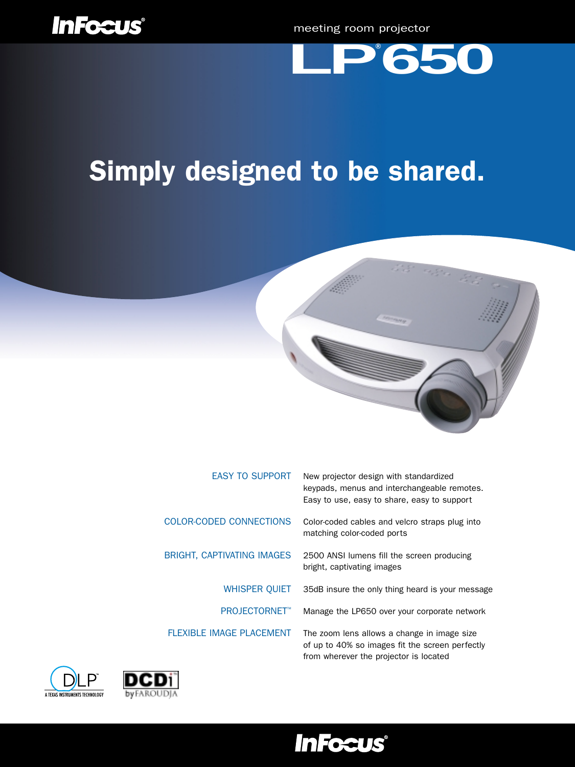InFocus®

meeting room projector

# LP®650

## Simply designed to be shared.

| | |
|---|---|
| EASY TO SUPPORT | New projector design with standardized keypads, menus and interchangeable remotes. Easy to use, easy to share, easy to support |
| COLOR-CODED CONNECTIONS | Color-coded cables and velcro straps plug into matching color-coded ports |
| BRIGHT, CAPTIVATING IMAGES | 2500 ANSI lumens fill the screen producing bright, captivating images |
| WHISPER QUIET | 35dB insure the only thing heard is your message |
| PROJECTORNET™ | Manage the LP650 over your corporate network |
| FLEXIBLE IMAGE PLACEMENT | The zoom lens allows a change in image size of up to 40% so images fit the screen perfectly from wherever the projector is located |

DLP™ A TEXAS INSTRUMENTS TECHNOLOGY

DCDi™ by FAROUDJA

InFocus®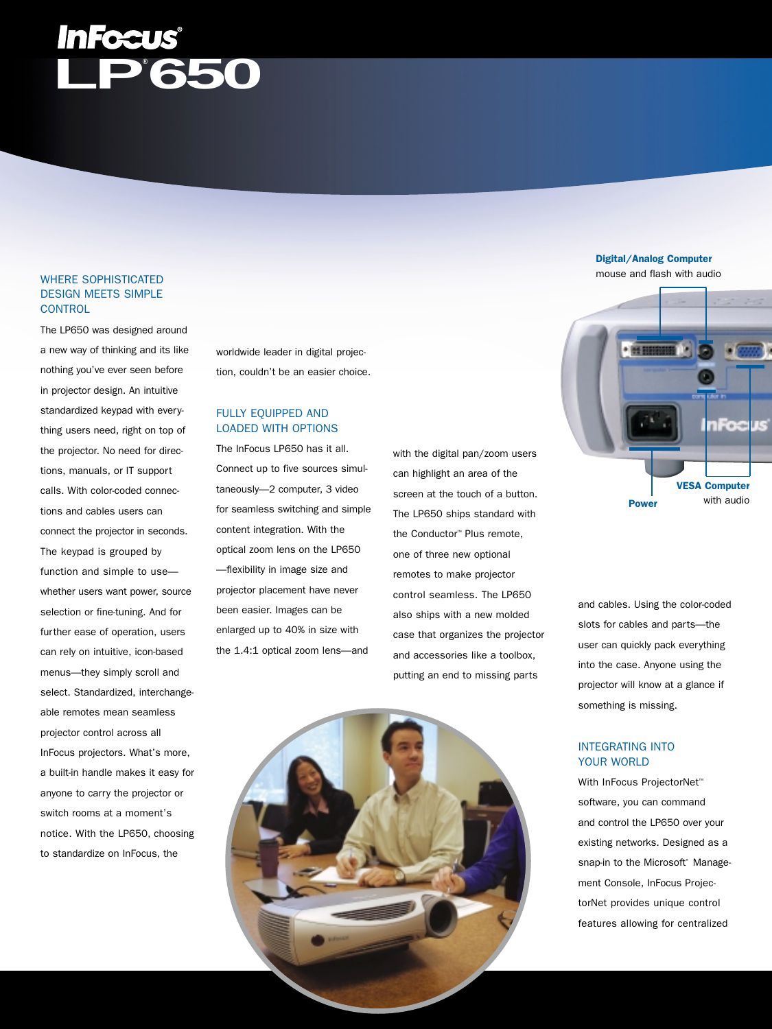# InFocus LP®650

## WHERE SOPHISTICATED DESIGN MEETS SIMPLE CONTROL

The LP650 was designed around a new way of thinking and its like nothing you've ever seen before in projector design. An intuitive standardized keypad with everything users need, right on top of the projector. No need for directions, manuals, or IT support calls. With color-coded connections and cables users can connect the projector in seconds. The keypad is grouped by function and simple to use—whether users want power, source selection or fine-tuning. And for further ease of operation, users can rely on intuitive, icon-based menus—they simply scroll and select. Standardized, interchangeable remotes mean seamless projector control across all InFocus projectors. What's more, a built-in handle makes it easy for anyone to carry the projector or switch rooms at a moment's notice. With the LP650, choosing to standardize on InFocus, the worldwide leader in digital projection, couldn't be an easier choice.

## FULLY EQUIPPED AND LOADED WITH OPTIONS

The InFocus LP650 has it all. Connect up to five sources simultaneously—2 computer, 3 video for seamless switching and simple content integration. With the optical zoom lens on the LP650—flexibility in image size and projector placement have never been easier. Images can be enlarged up to 40% in size with the 1.4:1 optical zoom lens—and with the digital pan/zoom users can highlight an area of the screen at the touch of a button. The LP650 ships standard with the Conductor™ Plus remote, one of three new optional remotes to make projector control seamless. The LP650 also ships with a new molded case that organizes the projector and accessories like a toolbox, putting an end to missing parts and cables. Using the color-coded slots for cables and parts—the user can quickly pack everything into the case. Anyone using the projector will know at a glance if something is missing.

**Digital/Analog Computer** mouse and flash with audio

**VESA Computer** with audio

**Power**

## INTEGRATING INTO YOUR WORLD

With InFocus ProjectorNet™ software, you can command and control the LP650 over your existing networks. Designed as a snap-in to the Microsoft® Management Console, InFocus ProjectorNet provides unique control features allowing for centralized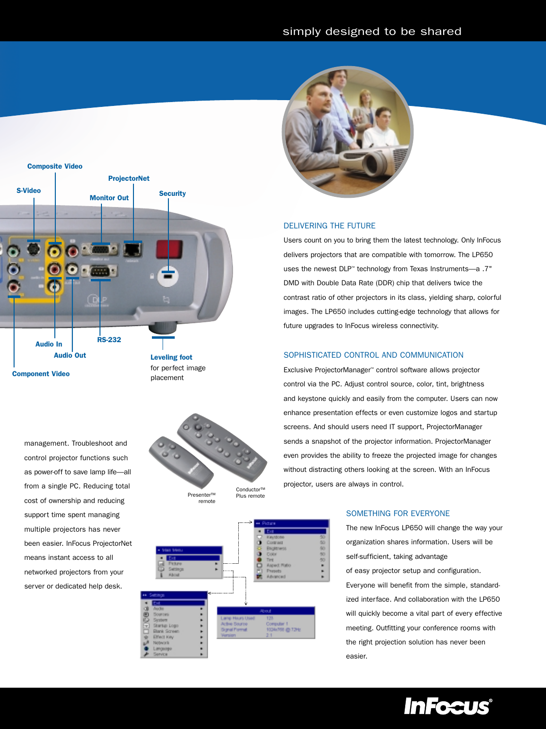simply designed to be shared

Composite Video

ProjectorNet

S-Video

Monitor Out

Security

Audio In

Audio Out

RS-232

Component Video

**Leveling foot** for perfect image placement

management. Troubleshoot and control projector functions such as power-off to save lamp life—all from a single PC. Reducing total cost of ownership and reducing support time spent managing multiple projectors has never been easier. InFocus ProjectorNet means instant access to all networked projectors from your server or dedicated help desk.

Presenter™ remote

Conductor™ Plus remote

## DELIVERING THE FUTURE

Users count on you to bring them the latest technology. Only InFocus delivers projectors that are compatible with tomorrow. The LP650 uses the newest DLP™ technology from Texas Instruments—a .7" DMD with Double Data Rate (DDR) chip that delivers twice the contrast ratio of other projectors in its class, yielding sharp, colorful images. The LP650 includes cutting-edge technology that allows for future upgrades to InFocus wireless connectivity.

## SOPHISTICATED CONTROL AND COMMUNICATION

Exclusive ProjectorManager™ control software allows projector control via the PC. Adjust control source, color, tint, brightness and keystone quickly and easily from the computer. Users can now enhance presentation effects or even customize logos and startup screens. And should users need IT support, ProjectorManager sends a snapshot of the projector information. ProjectorManager even provides the ability to freeze the projected image for changes without distracting others looking at the screen. With an InFocus projector, users are always in control.

## SOMETHING FOR EVERYONE

The new InFocus LP650 will change the way your organization shares information. Users will be self-sufficient, taking advantage of easy projector setup and configuration. Everyone will benefit from the simple, standardized interface. And collaboration with the LP650 will quickly become a vital part of every effective meeting. Outfitting your conference rooms with the right projection solution has never been easier.

InFocus®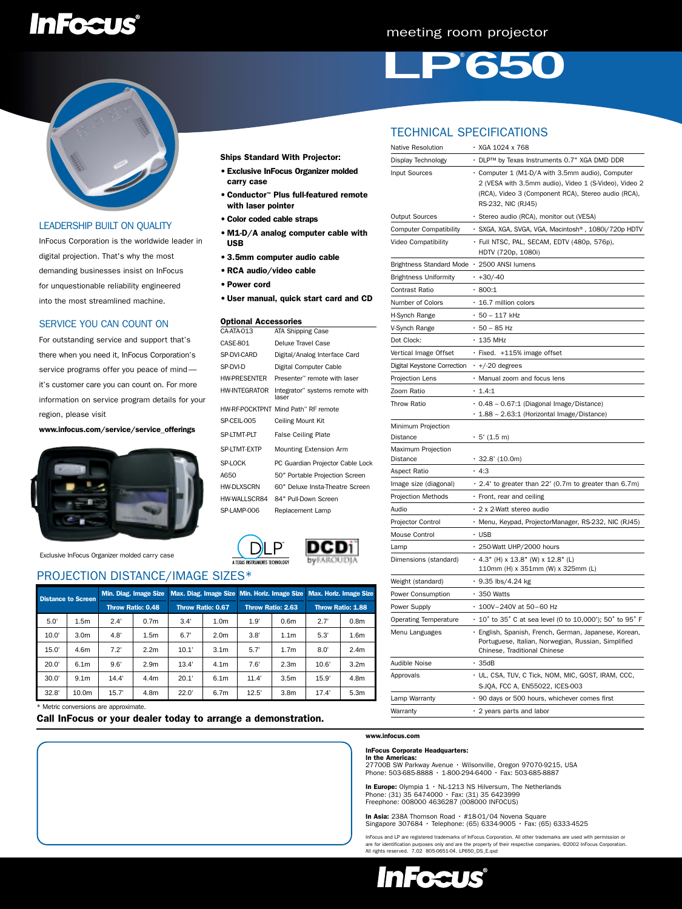# InFocus

meeting room projector

# LP®650

## LEADERSHIP BUILT ON QUALITY

InFocus Corporation is the worldwide leader in digital projection. That's why the most demanding businesses insist on InFocus for unquestionable reliability engineered into the most streamlined machine.

## SERVICE YOU CAN COUNT ON

For outstanding service and support that's there when you need it, InFocus Corporation's service programs offer you peace of mind — it's customer care you can count on. For more information on service program details for your region, please visit

**www.infocus.com/service/service_offerings**

Exclusive InFocus Organizer molded carry case

**Ships Standard With Projector:**

- **Exclusive InFocus Organizer molded carry case**
- **Conductor™ Plus full-featured remote with laser pointer**
- **Color coded cable straps**
- **M1-D/A analog computer cable with USB**
- **3.5mm computer audio cable**
- **RCA audio/video cable**
- **Power cord**
- **User manual, quick start card and CD**

**Optional Accessories**

| | |
|---|---|
| CA-ATA-013 | ATA Shipping Case |
| CASE-801 | Deluxe Travel Case |
| SP-DVI-CARD | Digital/Analog Interface Card |
| SP-DVI-D | Digital Computer Cable |
| HW-PRESENTER | Presenter™ remote with laser |
| HW-INTEGRATOR | Integrator™ systems remote with laser |
| HW-RF-POCKTPNT | Mind Path™ RF remote |
| SP-CEIL-005 | Ceiling Mount Kit |
| SP-LTMT-PLT | False Ceiling Plate |
| SP-LTMT-EXTP | Mounting Extension Arm |
| SP-LOCK | PC Guardian Projector Cable Lock |
| A650 | 50" Portable Projection Screen |
| HW-DLXSCRN | 60" Deluxe Insta-Theatre Screen |
| HW-WALLSCR84 | 84" Pull-Down Screen |
| SP-LAMP-006 | Replacement Lamp |

DLP™ A TEXAS INSTRUMENTS TECHNOLOGY

DCDi by FAROUDJA

## TECHNICAL SPECIFICATIONS

| | |
|---|---|
| Native Resolution | • XGA 1024 x 768 |
| Display Technology | • DLP™ by Texas Instruments 0.7" XGA DMD DDR |
| Input Sources | • Computer 1 (M1-D/A with 3.5mm audio), Computer 2 (VESA with 3.5mm audio), Video 1 (S-Video), Video 2 (RCA), Video 3 (Component RCA), Stereo audio (RCA), RS-232, NIC (RJ45) |
| Output Sources | • Stereo audio (RCA), monitor out (VESA) |
| Computer Compatibility | • SXGA, XGA, SVGA, VGA, Macintosh®, 1080i/720p HDTV |
| Video Compatibility | • Full NTSC, PAL, SECAM, EDTV (480p, 576p), HDTV (720p, 1080i) |
| Brightness Standard Mode | • 2500 ANSI lumens |
| Brightness Uniformity | • +30/-40 |
| Contrast Ratio | • 800:1 |
| Number of Colors | • 16.7 million colors |
| H-Synch Range | • 50 – 117 kHz |
| V-Synch Range | • 50 – 85 Hz |
| Dot Clock: | • 135 MHz |
| Vertical Image Offset | • Fixed. +115% image offset |
| Digital Keystone Correction | • +/-20 degrees |
| Projection Lens | • Manual zoom and focus lens |
| Zoom Ratio | • 1.4:1 |
| Throw Ratio | • 0.48 – 0.67:1 (Diagonal Image/Distance) • 1.88 – 2.63:1 (Horizontal Image/Distance) |
| Minimum Projection Distance | • 5' (1.5 m) |
| Maximum Projection Distance | • 32.8' (10.0m) |
| Aspect Ratio | • 4:3 |
| Image size (diagonal) | • 2.4' to greater than 22' (0.7m to greater than 6.7m) |
| Projection Methods | • Front, rear and ceiling |
| Audio | • 2 x 2-Watt stereo audio |
| Projector Control | • Menu, Keypad, ProjectorManager, RS-232, NIC (RJ45) |
| Mouse Control | • USB |
| Lamp | • 250-Watt UHP/2000 hours |
| Dimensions (standard) | • 4.3" (H) x 13.8" (W) x 12.8" (L) 110mm (H) x 351mm (W) x 325mm (L) |
| Weight (standard) | • 9.35 lbs/4.24 kg |
| Power Consumption | • 350 Watts |
| Power Supply | • 100V–240V at 50–60 Hz |
| Operating Temperature | • 10° to 35° C at sea level (0 to 10,000'); 50° to 95° F |
| Menu Languages | • English, Spanish, French, German, Japanese, Korean, Portuguese, Italian, Norwegian, Russian, Simplified Chinese, Traditional Chinese |
| Audible Noise | • 35dB |
| Approvals | • UL, CSA, TUV, C Tick, NOM, MIC, GOST, IRAM, CCC, S-JQA, FCC A, EN55022, ICES-003 |
| Lamp Warranty | • 90 days or 500 hours, whichever comes first |
| Warranty | • 2 years parts and labor |

## PROJECTION DISTANCE/IMAGE SIZES*

| Distance to Screen | | Min. Diag. Image Size | | Max. Diag. Image Size | | Min. Horiz. Image Size | | Max. Horiz. Image Size | |
|---|---|---|---|---|---|---|---|---|---|
| | | Throw Ratio: 0.48 | | Throw Ratio: 0.67 | | Throw Ratio: 2.63 | | Throw Ratio: 1.88 | |
| 5.0' | 1.5m | 2.4' | 0.7m | 3.4' | 1.0m | 1.9' | 0.6m | 2.7' | 0.8m |
| 10.0' | 3.0m | 4.8' | 1.5m | 6.7' | 2.0m | 3.8' | 1.1m | 5.3' | 1.6m |
| 15.0' | 4.6m | 7.2' | 2.2m | 10.1' | 3.1m | 5.7' | 1.7m | 8.0' | 2.4m |
| 20.0' | 6.1m | 9.6' | 2.9m | 13.4' | 4.1m | 7.6' | 2.3m | 10.6' | 3.2m |
| 30.0' | 9.1m | 14.4' | 4.4m | 20.1' | 6.1m | 11.4' | 3.5m | 15.9' | 4.8m |
| 32.8' | 10.0m | 15.7' | 4.8m | 22.0' | 6.7m | 12.5' | 3.8m | 17.4' | 5.3m |

* Metric conversions are approximate.

**Call InFocus or your dealer today to arrange a demonstration.**

**www.infocus.com**

**InFocus Corporate Headquarters:**
**In the Americas:**
27700B SW Parkway Avenue • Wilsonville, Oregon 97070-9215, USA
Phone: 503-685-8888 • 1-800-294-6400 • Fax: 503-685-8887

**In Europe:** Olympia 1 • NL-1213 NS Hilversum, The Netherlands
Phone: (31) 35 6474000 • Fax: (31) 35 6423999
Freephone: 008000 4636287 (008000 INFOCUS)

**In Asia:** 238A Thomson Road • #18-01/04 Novena Square
Singapore 307684 • Telephone: (65) 6334-9005 • Fax: (65) 6333-4525

InFocus and LP are registered trademarks of InFocus Corporation. All other trademarks are used with permission or are for identification purposes only and are the property of their respective companies. ©2002 InFocus Corporation. All rights reserved. 7.02 805-0651-04. LP650_DS_E.qxd

InFocus®